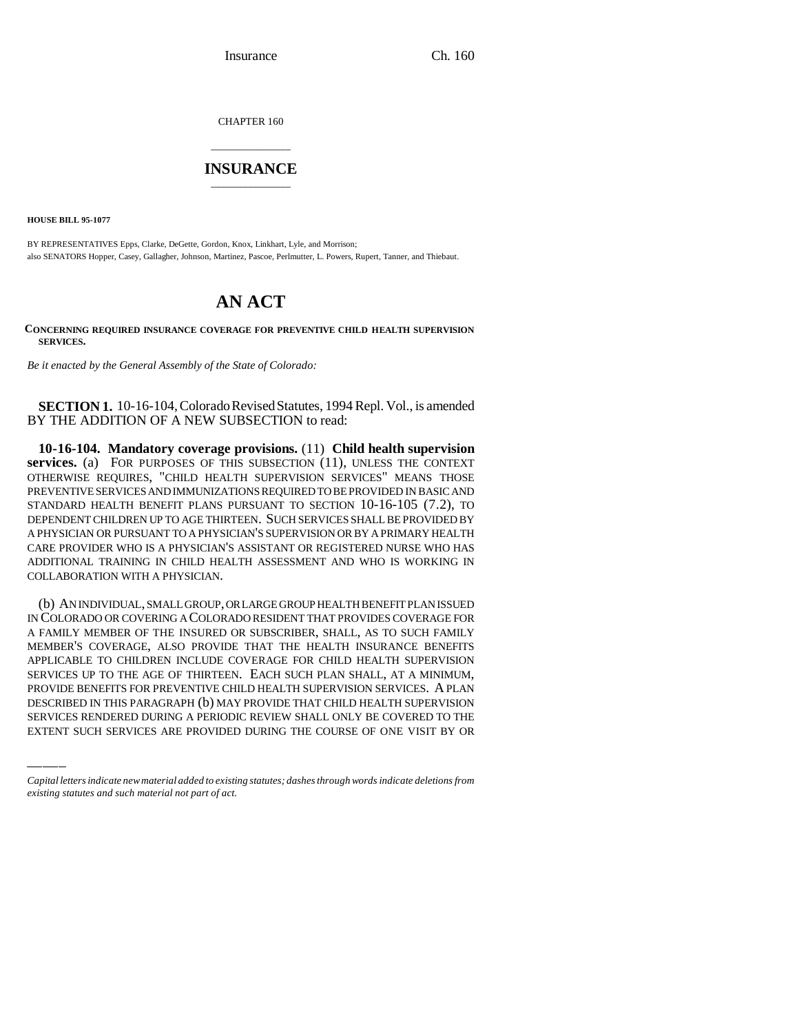CHAPTER 160

# INSURANCE

**HOUSE BILL 95-1077**

BY REPRESENTATIVES Epps, Clarke, DeGette, Gordon, Knox, Linkhart, Lyle, and Morrison;
also SENATORS Hopper, Casey, Gallagher, Johnson, Martinez, Pascoe, Perlmutter, L. Powers, Rupert, Tanner, and Thiebaut.

# AN ACT

**CONCERNING REQUIRED INSURANCE COVERAGE FOR PREVENTIVE CHILD HEALTH SUPERVISION SERVICES.**

*Be it enacted by the General Assembly of the State of Colorado:*

**SECTION 1.** 10-16-104, Colorado Revised Statutes, 1994 Repl. Vol., is amended BY THE ADDITION OF A NEW SUBSECTION to read:

**10-16-104. Mandatory coverage provisions.** (11) **Child health supervision services.** (a) FOR PURPOSES OF THIS SUBSECTION (11), UNLESS THE CONTEXT OTHERWISE REQUIRES, "CHILD HEALTH SUPERVISION SERVICES" MEANS THOSE PREVENTIVE SERVICES AND IMMUNIZATIONS REQUIRED TO BE PROVIDED IN BASIC AND STANDARD HEALTH BENEFIT PLANS PURSUANT TO SECTION 10-16-105 (7.2), TO DEPENDENT CHILDREN UP TO AGE THIRTEEN. SUCH SERVICES SHALL BE PROVIDED BY A PHYSICIAN OR PURSUANT TO A PHYSICIAN'S SUPERVISION OR BY A PRIMARY HEALTH CARE PROVIDER WHO IS A PHYSICIAN'S ASSISTANT OR REGISTERED NURSE WHO HAS ADDITIONAL TRAINING IN CHILD HEALTH ASSESSMENT AND WHO IS WORKING IN COLLABORATION WITH A PHYSICIAN.

(b) AN INDIVIDUAL, SMALL GROUP, OR LARGE GROUP HEALTH BENEFIT PLAN ISSUED IN COLORADO OR COVERING A COLORADO RESIDENT THAT PROVIDES COVERAGE FOR A FAMILY MEMBER OF THE INSURED OR SUBSCRIBER, SHALL, AS TO SUCH FAMILY MEMBER'S COVERAGE, ALSO PROVIDE THAT THE HEALTH INSURANCE BENEFITS APPLICABLE TO CHILDREN INCLUDE COVERAGE FOR CHILD HEALTH SUPERVISION SERVICES UP TO THE AGE OF THIRTEEN. EACH SUCH PLAN SHALL, AT A MINIMUM, PROVIDE BENEFITS FOR PREVENTIVE CHILD HEALTH SUPERVISION SERVICES. A PLAN DESCRIBED IN THIS PARAGRAPH (b) MAY PROVIDE THAT CHILD HEALTH SUPERVISION SERVICES RENDERED DURING A PERIODIC REVIEW SHALL ONLY BE COVERED TO THE EXTENT SUCH SERVICES ARE PROVIDED DURING THE COURSE OF ONE VISIT BY OR

*Capital letters indicate new material added to existing statutes; dashes through words indicate deletions from existing statutes and such material not part of act.*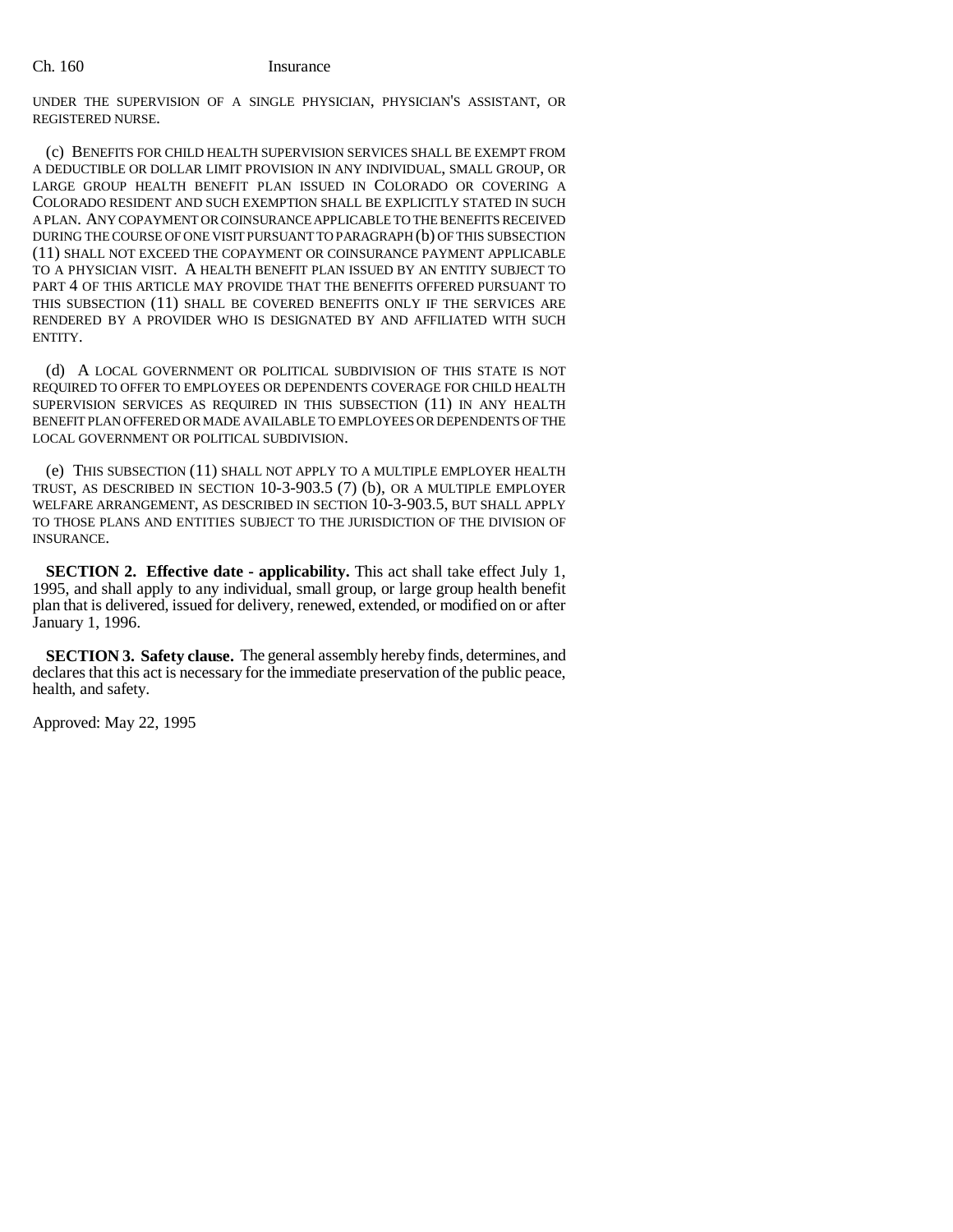UNDER THE SUPERVISION OF A SINGLE PHYSICIAN, PHYSICIAN'S ASSISTANT, OR REGISTERED NURSE.

(c) BENEFITS FOR CHILD HEALTH SUPERVISION SERVICES SHALL BE EXEMPT FROM A DEDUCTIBLE OR DOLLAR LIMIT PROVISION IN ANY INDIVIDUAL, SMALL GROUP, OR LARGE GROUP HEALTH BENEFIT PLAN ISSUED IN COLORADO OR COVERING A COLORADO RESIDENT AND SUCH EXEMPTION SHALL BE EXPLICITLY STATED IN SUCH A PLAN. ANY COPAYMENT OR COINSURANCE APPLICABLE TO THE BENEFITS RECEIVED DURING THE COURSE OF ONE VISIT PURSUANT TO PARAGRAPH (b) OF THIS SUBSECTION (11) SHALL NOT EXCEED THE COPAYMENT OR COINSURANCE PAYMENT APPLICABLE TO A PHYSICIAN VISIT. A HEALTH BENEFIT PLAN ISSUED BY AN ENTITY SUBJECT TO PART 4 OF THIS ARTICLE MAY PROVIDE THAT THE BENEFITS OFFERED PURSUANT TO THIS SUBSECTION (11) SHALL BE COVERED BENEFITS ONLY IF THE SERVICES ARE RENDERED BY A PROVIDER WHO IS DESIGNATED BY AND AFFILIATED WITH SUCH ENTITY.

(d) A LOCAL GOVERNMENT OR POLITICAL SUBDIVISION OF THIS STATE IS NOT REQUIRED TO OFFER TO EMPLOYEES OR DEPENDENTS COVERAGE FOR CHILD HEALTH SUPERVISION SERVICES AS REQUIRED IN THIS SUBSECTION (11) IN ANY HEALTH BENEFIT PLAN OFFERED OR MADE AVAILABLE TO EMPLOYEES OR DEPENDENTS OF THE LOCAL GOVERNMENT OR POLITICAL SUBDIVISION.

(e) THIS SUBSECTION (11) SHALL NOT APPLY TO A MULTIPLE EMPLOYER HEALTH TRUST, AS DESCRIBED IN SECTION 10-3-903.5 (7) (b), OR A MULTIPLE EMPLOYER WELFARE ARRANGEMENT, AS DESCRIBED IN SECTION 10-3-903.5, BUT SHALL APPLY TO THOSE PLANS AND ENTITIES SUBJECT TO THE JURISDICTION OF THE DIVISION OF INSURANCE.

**SECTION 2. Effective date - applicability.** This act shall take effect July 1, 1995, and shall apply to any individual, small group, or large group health benefit plan that is delivered, issued for delivery, renewed, extended, or modified on or after January 1, 1996.

**SECTION 3. Safety clause.** The general assembly hereby finds, determines, and declares that this act is necessary for the immediate preservation of the public peace, health, and safety.

Approved: May 22, 1995